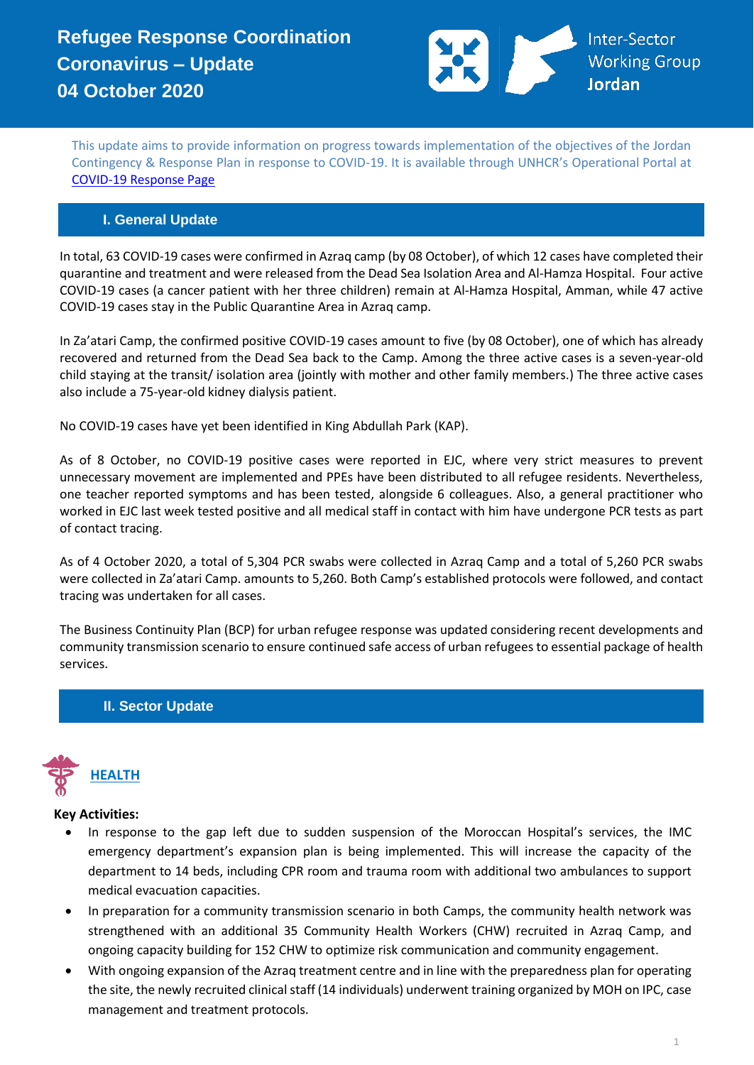# Refugee Response Coordination
# Coronavirus – Update
# 04 October 2020

Inter-Sector Working Group **Jordan**

This update aims to provide information on progress towards implementation of the objectives of the Jordan Contingency & Response Plan in response to COVID-19. It is available through UNHCR's Operational Portal at [COVID-19 Response Page](#)

## I. General Update

In total, 63 COVID-19 cases were confirmed in Azraq camp (by 08 October), of which 12 cases have completed their quarantine and treatment and were released from the Dead Sea Isolation Area and Al-Hamza Hospital. Four active COVID-19 cases (a cancer patient with her three children) remain at Al-Hamza Hospital, Amman, while 47 active COVID-19 cases stay in the Public Quarantine Area in Azraq camp.

In Za'atari Camp, the confirmed positive COVID-19 cases amount to five (by 08 October), one of which has already recovered and returned from the Dead Sea back to the Camp. Among the three active cases is a seven-year-old child staying at the transit/ isolation area (jointly with mother and other family members.) The three active cases also include a 75-year-old kidney dialysis patient.

No COVID-19 cases have yet been identified in King Abdullah Park (KAP).

As of 8 October, no COVID-19 positive cases were reported in EJC, where very strict measures to prevent unnecessary movement are implemented and PPEs have been distributed to all refugee residents. Nevertheless, one teacher reported symptoms and has been tested, alongside 6 colleagues. Also, a general practitioner who worked in EJC last week tested positive and all medical staff in contact with him have undergone PCR tests as part of contact tracing.

As of 4 October 2020, a total of 5,304 PCR swabs were collected in Azraq Camp and a total of 5,260 PCR swabs were collected in Za'atari Camp. amounts to 5,260. Both Camp's established protocols were followed, and contact tracing was undertaken for all cases.

The Business Continuity Plan (BCP) for urban refugee response was updated considering recent developments and community transmission scenario to ensure continued safe access of urban refugees to essential package of health services.

## II. Sector Update

### HEALTH

**Key Activities:**

- In response to the gap left due to sudden suspension of the Moroccan Hospital's services, the IMC emergency department's expansion plan is being implemented. This will increase the capacity of the department to 14 beds, including CPR room and trauma room with additional two ambulances to support medical evacuation capacities.
- In preparation for a community transmission scenario in both Camps, the community health network was strengthened with an additional 35 Community Health Workers (CHW) recruited in Azraq Camp, and ongoing capacity building for 152 CHW to optimize risk communication and community engagement.
- With ongoing expansion of the Azraq treatment centre and in line with the preparedness plan for operating the site, the newly recruited clinical staff (14 individuals) underwent training organized by MOH on IPC, case management and treatment protocols.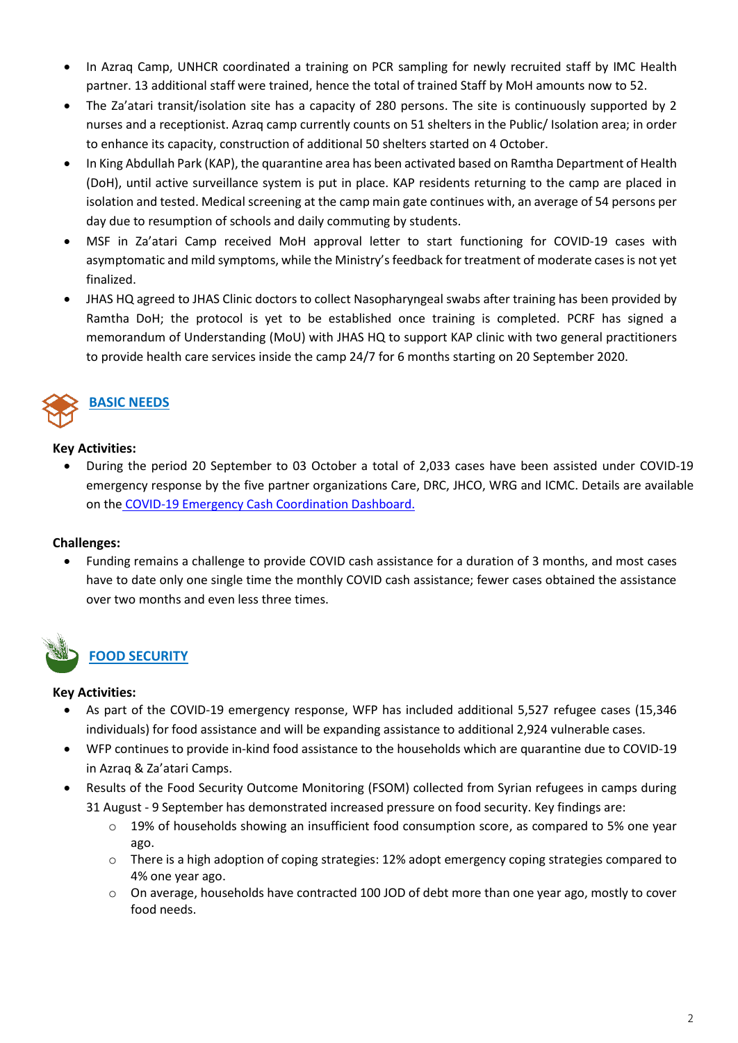- In Azraq Camp, UNHCR coordinated a training on PCR sampling for newly recruited staff by IMC Health partner. 13 additional staff were trained, hence the total of trained Staff by MoH amounts now to 52.
- The Za'atari transit/isolation site has a capacity of 280 persons. The site is continuously supported by 2 nurses and a receptionist. Azraq camp currently counts on 51 shelters in the Public/ Isolation area; in order to enhance its capacity, construction of additional 50 shelters started on 4 October.
- In King Abdullah Park (KAP), the quarantine area has been activated based on Ramtha Department of Health (DoH), until active surveillance system is put in place. KAP residents returning to the camp are placed in isolation and tested. Medical screening at the camp main gate continues with, an average of 54 persons per day due to resumption of schools and daily commuting by students.
- MSF in Za'atari Camp received MoH approval letter to start functioning for COVID-19 cases with asymptomatic and mild symptoms, while the Ministry's feedback for treatment of moderate cases is not yet finalized.
- JHAS HQ agreed to JHAS Clinic doctors to collect Nasopharyngeal swabs after training has been provided by Ramtha DoH; the protocol is yet to be established once training is completed. PCRF has signed a memorandum of Understanding (MoU) with JHAS HQ to support KAP clinic with two general practitioners to provide health care services inside the camp 24/7 for 6 months starting on 20 September 2020.

## BASIC NEEDS

**Key Activities:**

- During the period 20 September to 03 October a total of 2,033 cases have been assisted under COVID-19 emergency response by the five partner organizations Care, DRC, JHCO, WRG and ICMC. Details are available on the COVID-19 Emergency Cash Coordination Dashboard.

**Challenges:**

- Funding remains a challenge to provide COVID cash assistance for a duration of 3 months, and most cases have to date only one single time the monthly COVID cash assistance; fewer cases obtained the assistance over two months and even less three times.

## FOOD SECURITY

**Key Activities:**

- As part of the COVID-19 emergency response, WFP has included additional 5,527 refugee cases (15,346 individuals) for food assistance and will be expanding assistance to additional 2,924 vulnerable cases.
- WFP continues to provide in-kind food assistance to the households which are quarantine due to COVID-19 in Azraq & Za'atari Camps.
- Results of the Food Security Outcome Monitoring (FSOM) collected from Syrian refugees in camps during 31 August - 9 September has demonstrated increased pressure on food security. Key findings are:
  - 19% of households showing an insufficient food consumption score, as compared to 5% one year ago.
  - There is a high adoption of coping strategies: 12% adopt emergency coping strategies compared to 4% one year ago.
  - On average, households have contracted 100 JOD of debt more than one year ago, mostly to cover food needs.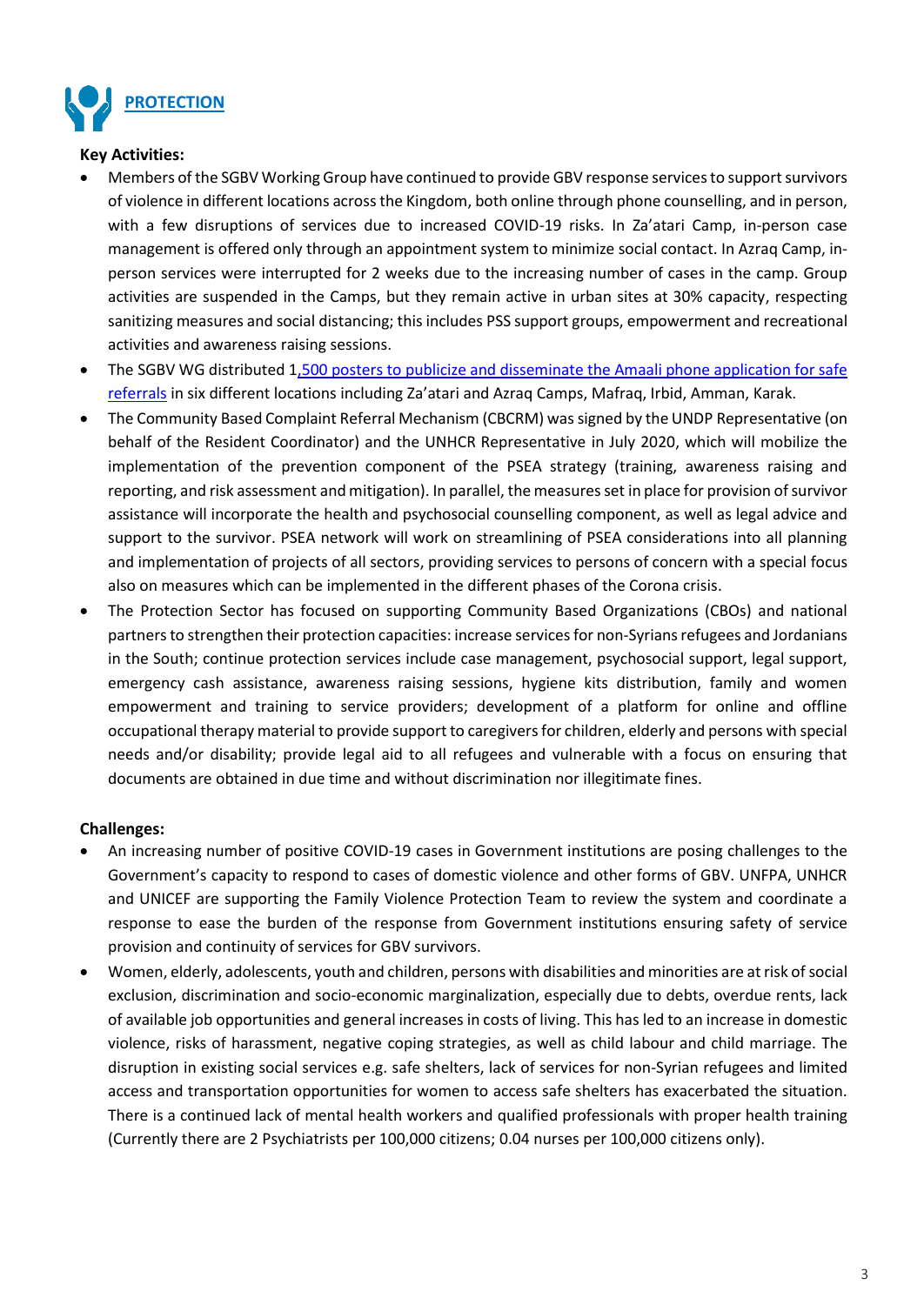## PROTECTION

**Key Activities:**

- Members of the SGBV Working Group have continued to provide GBV response services to support survivors of violence in different locations across the Kingdom, both online through phone counselling, and in person, with a few disruptions of services due to increased COVID-19 risks. In Za'atari Camp, in-person case management is offered only through an appointment system to minimize social contact. In Azraq Camp, in-person services were interrupted for 2 weeks due to the increasing number of cases in the camp. Group activities are suspended in the Camps, but they remain active in urban sites at 30% capacity, respecting sanitizing measures and social distancing; this includes PSS support groups, empowerment and recreational activities and awareness raising sessions.
- The SGBV WG distributed 1,500 posters to publicize and disseminate the Amaali phone application for safe referrals in six different locations including Za'atari and Azraq Camps, Mafraq, Irbid, Amman, Karak.
- The Community Based Complaint Referral Mechanism (CBCRM) was signed by the UNDP Representative (on behalf of the Resident Coordinator) and the UNHCR Representative in July 2020, which will mobilize the implementation of the prevention component of the PSEA strategy (training, awareness raising and reporting, and risk assessment and mitigation). In parallel, the measures set in place for provision of survivor assistance will incorporate the health and psychosocial counselling component, as well as legal advice and support to the survivor. PSEA network will work on streamlining of PSEA considerations into all planning and implementation of projects of all sectors, providing services to persons of concern with a special focus also on measures which can be implemented in the different phases of the Corona crisis.
- The Protection Sector has focused on supporting Community Based Organizations (CBOs) and national partners to strengthen their protection capacities: increase services for non-Syrians refugees and Jordanians in the South; continue protection services include case management, psychosocial support, legal support, emergency cash assistance, awareness raising sessions, hygiene kits distribution, family and women empowerment and training to service providers; development of a platform for online and offline occupational therapy material to provide support to caregivers for children, elderly and persons with special needs and/or disability; provide legal aid to all refugees and vulnerable with a focus on ensuring that documents are obtained in due time and without discrimination nor illegitimate fines.

**Challenges:**

- An increasing number of positive COVID-19 cases in Government institutions are posing challenges to the Government's capacity to respond to cases of domestic violence and other forms of GBV. UNFPA, UNHCR and UNICEF are supporting the Family Violence Protection Team to review the system and coordinate a response to ease the burden of the response from Government institutions ensuring safety of service provision and continuity of services for GBV survivors.
- Women, elderly, adolescents, youth and children, persons with disabilities and minorities are at risk of social exclusion, discrimination and socio-economic marginalization, especially due to debts, overdue rents, lack of available job opportunities and general increases in costs of living. This has led to an increase in domestic violence, risks of harassment, negative coping strategies, as well as child labour and child marriage. The disruption in existing social services e.g. safe shelters, lack of services for non-Syrian refugees and limited access and transportation opportunities for women to access safe shelters has exacerbated the situation. There is a continued lack of mental health workers and qualified professionals with proper health training (Currently there are 2 Psychiatrists per 100,000 citizens; 0.04 nurses per 100,000 citizens only).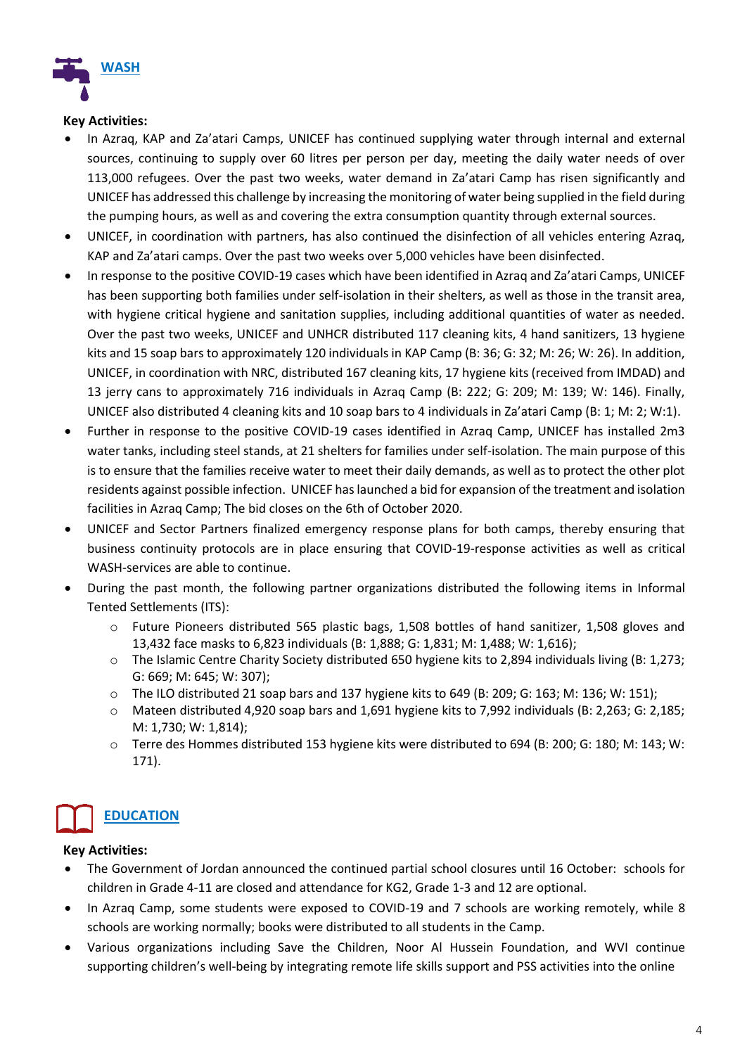## WASH

**Key Activities:**

- In Azraq, KAP and Za'atari Camps, UNICEF has continued supplying water through internal and external sources, continuing to supply over 60 litres per person per day, meeting the daily water needs of over 113,000 refugees. Over the past two weeks, water demand in Za'atari Camp has risen significantly and UNICEF has addressed this challenge by increasing the monitoring of water being supplied in the field during the pumping hours, as well as and covering the extra consumption quantity through external sources.
- UNICEF, in coordination with partners, has also continued the disinfection of all vehicles entering Azraq, KAP and Za'atari camps. Over the past two weeks over 5,000 vehicles have been disinfected.
- In response to the positive COVID-19 cases which have been identified in Azraq and Za'atari Camps, UNICEF has been supporting both families under self-isolation in their shelters, as well as those in the transit area, with hygiene critical hygiene and sanitation supplies, including additional quantities of water as needed. Over the past two weeks, UNICEF and UNHCR distributed 117 cleaning kits, 4 hand sanitizers, 13 hygiene kits and 15 soap bars to approximately 120 individuals in KAP Camp (B: 36; G: 32; M: 26; W: 26). In addition, UNICEF, in coordination with NRC, distributed 167 cleaning kits, 17 hygiene kits (received from IMDAD) and 13 jerry cans to approximately 716 individuals in Azraq Camp (B: 222; G: 209; M: 139; W: 146). Finally, UNICEF also distributed 4 cleaning kits and 10 soap bars to 4 individuals in Za'atari Camp (B: 1; M: 2; W:1).
- Further in response to the positive COVID-19 cases identified in Azraq Camp, UNICEF has installed 2m3 water tanks, including steel stands, at 21 shelters for families under self-isolation. The main purpose of this is to ensure that the families receive water to meet their daily demands, as well as to protect the other plot residents against possible infection. UNICEF has launched a bid for expansion of the treatment and isolation facilities in Azraq Camp; The bid closes on the 6th of October 2020.
- UNICEF and Sector Partners finalized emergency response plans for both camps, thereby ensuring that business continuity protocols are in place ensuring that COVID-19-response activities as well as critical WASH-services are able to continue.
- During the past month, the following partner organizations distributed the following items in Informal Tented Settlements (ITS):
  - Future Pioneers distributed 565 plastic bags, 1,508 bottles of hand sanitizer, 1,508 gloves and 13,432 face masks to 6,823 individuals (B: 1,888; G: 1,831; M: 1,488; W: 1,616);
  - The Islamic Centre Charity Society distributed 650 hygiene kits to 2,894 individuals living (B: 1,273; G: 669; M: 645; W: 307);
  - The ILO distributed 21 soap bars and 137 hygiene kits to 649 (B: 209; G: 163; M: 136; W: 151);
  - Mateen distributed 4,920 soap bars and 1,691 hygiene kits to 7,992 individuals (B: 2,263; G: 2,185; M: 1,730; W: 1,814);
  - Terre des Hommes distributed 153 hygiene kits were distributed to 694 (B: 200; G: 180; M: 143; W: 171).

## EDUCATION

**Key Activities:**

- The Government of Jordan announced the continued partial school closures until 16 October: schools for children in Grade 4-11 are closed and attendance for KG2, Grade 1-3 and 12 are optional.
- In Azraq Camp, some students were exposed to COVID-19 and 7 schools are working remotely, while 8 schools are working normally; books were distributed to all students in the Camp.
- Various organizations including Save the Children, Noor Al Hussein Foundation, and WVI continue supporting children's well-being by integrating remote life skills support and PSS activities into the online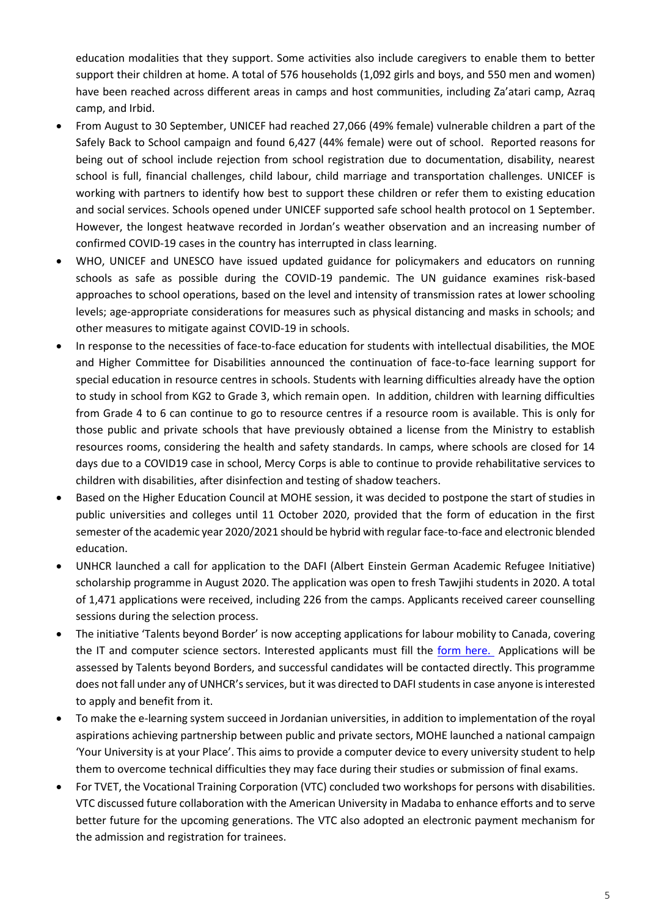education modalities that they support. Some activities also include caregivers to enable them to better support their children at home. A total of 576 households (1,092 girls and boys, and 550 men and women) have been reached across different areas in camps and host communities, including Za'atari camp, Azraq camp, and Irbid.

- From August to 30 September, UNICEF had reached 27,066 (49% female) vulnerable children a part of the Safely Back to School campaign and found 6,427 (44% female) were out of school. Reported reasons for being out of school include rejection from school registration due to documentation, disability, nearest school is full, financial challenges, child labour, child marriage and transportation challenges. UNICEF is working with partners to identify how best to support these children or refer them to existing education and social services. Schools opened under UNICEF supported safe school health protocol on 1 September. However, the longest heatwave recorded in Jordan's weather observation and an increasing number of confirmed COVID-19 cases in the country has interrupted in class learning.
- WHO, UNICEF and UNESCO have issued updated guidance for policymakers and educators on running schools as safe as possible during the COVID-19 pandemic. The UN guidance examines risk-based approaches to school operations, based on the level and intensity of transmission rates at lower schooling levels; age-appropriate considerations for measures such as physical distancing and masks in schools; and other measures to mitigate against COVID-19 in schools.
- In response to the necessities of face-to-face education for students with intellectual disabilities, the MOE and Higher Committee for Disabilities announced the continuation of face-to-face learning support for special education in resource centres in schools. Students with learning difficulties already have the option to study in school from KG2 to Grade 3, which remain open. In addition, children with learning difficulties from Grade 4 to 6 can continue to go to resource centres if a resource room is available. This is only for those public and private schools that have previously obtained a license from the Ministry to establish resources rooms, considering the health and safety standards. In camps, where schools are closed for 14 days due to a COVID19 case in school, Mercy Corps is able to continue to provide rehabilitative services to children with disabilities, after disinfection and testing of shadow teachers.
- Based on the Higher Education Council at MOHE session, it was decided to postpone the start of studies in public universities and colleges until 11 October 2020, provided that the form of education in the first semester of the academic year 2020/2021 should be hybrid with regular face-to-face and electronic blended education.
- UNHCR launched a call for application to the DAFI (Albert Einstein German Academic Refugee Initiative) scholarship programme in August 2020. The application was open to fresh Tawjihi students in 2020. A total of 1,471 applications were received, including 226 from the camps. Applicants received career counselling sessions during the selection process.
- The initiative 'Talents beyond Border' is now accepting applications for labour mobility to Canada, covering the IT and computer science sectors. Interested applicants must fill the form here. Applications will be assessed by Talents beyond Borders, and successful candidates will be contacted directly. This programme does not fall under any of UNHCR's services, but it was directed to DAFI students in case anyone is interested to apply and benefit from it.
- To make the e-learning system succeed in Jordanian universities, in addition to implementation of the royal aspirations achieving partnership between public and private sectors, MOHE launched a national campaign 'Your University is at your Place'. This aims to provide a computer device to every university student to help them to overcome technical difficulties they may face during their studies or submission of final exams.
- For TVET, the Vocational Training Corporation (VTC) concluded two workshops for persons with disabilities. VTC discussed future collaboration with the American University in Madaba to enhance efforts and to serve better future for the upcoming generations. The VTC also adopted an electronic payment mechanism for the admission and registration for trainees.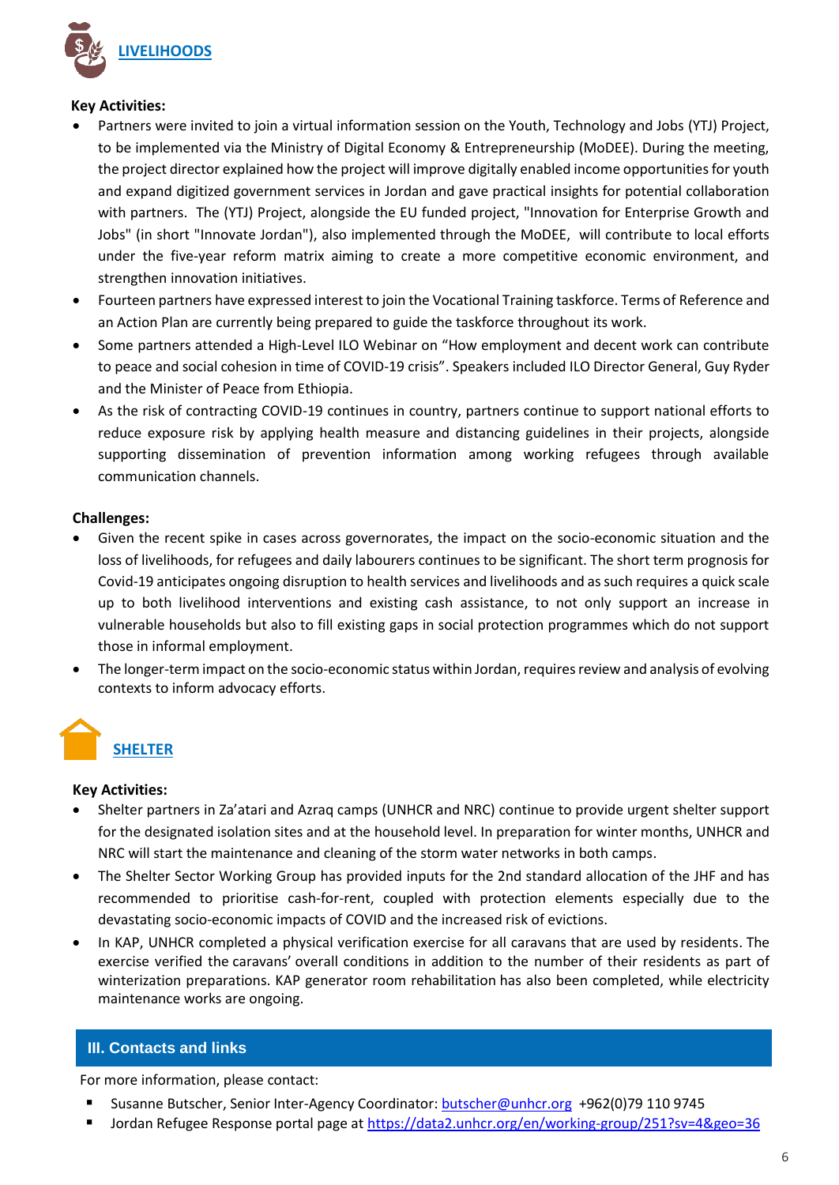## LIVELIHOODS

**Key Activities:**

- Partners were invited to join a virtual information session on the Youth, Technology and Jobs (YTJ) Project, to be implemented via the Ministry of Digital Economy & Entrepreneurship (MoDEE). During the meeting, the project director explained how the project will improve digitally enabled income opportunities for youth and expand digitized government services in Jordan and gave practical insights for potential collaboration with partners. The (YTJ) Project, alongside the EU funded project, "Innovation for Enterprise Growth and Jobs" (in short "Innovate Jordan"), also implemented through the MoDEE, will contribute to local efforts under the five-year reform matrix aiming to create a more competitive economic environment, and strengthen innovation initiatives.
- Fourteen partners have expressed interest to join the Vocational Training taskforce. Terms of Reference and an Action Plan are currently being prepared to guide the taskforce throughout its work.
- Some partners attended a High-Level ILO Webinar on "How employment and decent work can contribute to peace and social cohesion in time of COVID-19 crisis". Speakers included ILO Director General, Guy Ryder and the Minister of Peace from Ethiopia.
- As the risk of contracting COVID-19 continues in country, partners continue to support national efforts to reduce exposure risk by applying health measure and distancing guidelines in their projects, alongside supporting dissemination of prevention information among working refugees through available communication channels.

**Challenges:**

- Given the recent spike in cases across governorates, the impact on the socio-economic situation and the loss of livelihoods, for refugees and daily labourers continues to be significant. The short term prognosis for Covid-19 anticipates ongoing disruption to health services and livelihoods and as such requires a quick scale up to both livelihood interventions and existing cash assistance, to not only support an increase in vulnerable households but also to fill existing gaps in social protection programmes which do not support those in informal employment.
- The longer-term impact on the socio-economic status within Jordan, requires review and analysis of evolving contexts to inform advocacy efforts.

## SHELTER

**Key Activities:**

- Shelter partners in Za'atari and Azraq camps (UNHCR and NRC) continue to provide urgent shelter support for the designated isolation sites and at the household level. In preparation for winter months, UNHCR and NRC will start the maintenance and cleaning of the storm water networks in both camps.
- The Shelter Sector Working Group has provided inputs for the 2nd standard allocation of the JHF and has recommended to prioritise cash-for-rent, coupled with protection elements especially due to the devastating socio-economic impacts of COVID and the increased risk of evictions.
- In KAP, UNHCR completed a physical verification exercise for all caravans that are used by residents. The exercise verified the caravans' overall conditions in addition to the number of their residents as part of winterization preparations. KAP generator room rehabilitation has also been completed, while electricity maintenance works are ongoing.

## III. Contacts and links

For more information, please contact:

- Susanne Butscher, Senior Inter-Agency Coordinator: butscher@unhcr.org +962(0)79 110 9745
- Jordan Refugee Response portal page at https://data2.unhcr.org/en/working-group/251?sv=4&geo=36